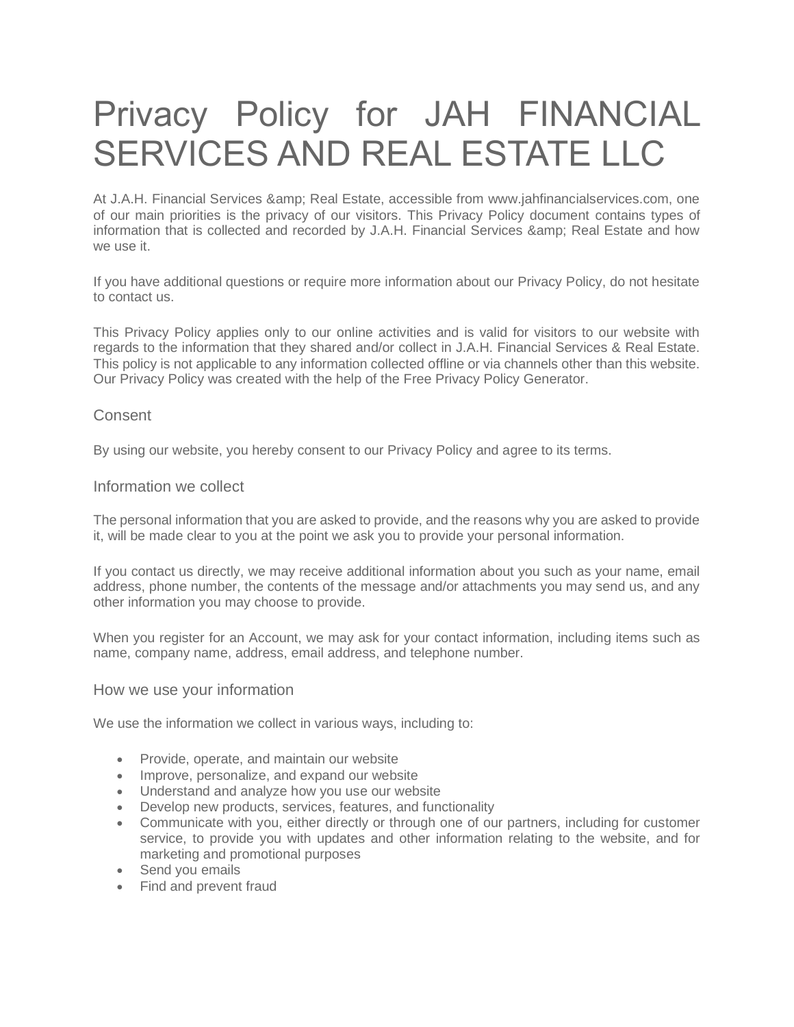# Privacy Policy for JAH FINANCIAL SERVICES AND REAL ESTATE LLC

At J.A.H. Financial Services &amp; Real Estate, accessible from www.jahfinancialservices.com, one of our main priorities is the privacy of our visitors. This Privacy Policy document contains types of information that is collected and recorded by J.A.H. Financial Services &amp; Real Estate and how we use it.

If you have additional questions or require more information about our Privacy Policy, do not hesitate to contact us.

This Privacy Policy applies only to our online activities and is valid for visitors to our website with regards to the information that they shared and/or collect in J.A.H. Financial Services & Real Estate. This policy is not applicable to any information collected offline or via channels other than this website. Our Privacy Policy was created with the help of the Free Privacy Policy Generator.

## Consent

By using our website, you hereby consent to our Privacy Policy and agree to its terms.

## Information we collect

The personal information that you are asked to provide, and the reasons why you are asked to provide it, will be made clear to you at the point we ask you to provide your personal information.

If you contact us directly, we may receive additional information about you such as your name, email address, phone number, the contents of the message and/or attachments you may send us, and any other information you may choose to provide.

When you register for an Account, we may ask for your contact information, including items such as name, company name, address, email address, and telephone number.

## How we use your information

We use the information we collect in various ways, including to:

- Provide, operate, and maintain our website
- Improve, personalize, and expand our website
- Understand and analyze how you use our website
- Develop new products, services, features, and functionality
- Communicate with you, either directly or through one of our partners, including for customer service, to provide you with updates and other information relating to the website, and for marketing and promotional purposes
- Send you emails
- Find and prevent fraud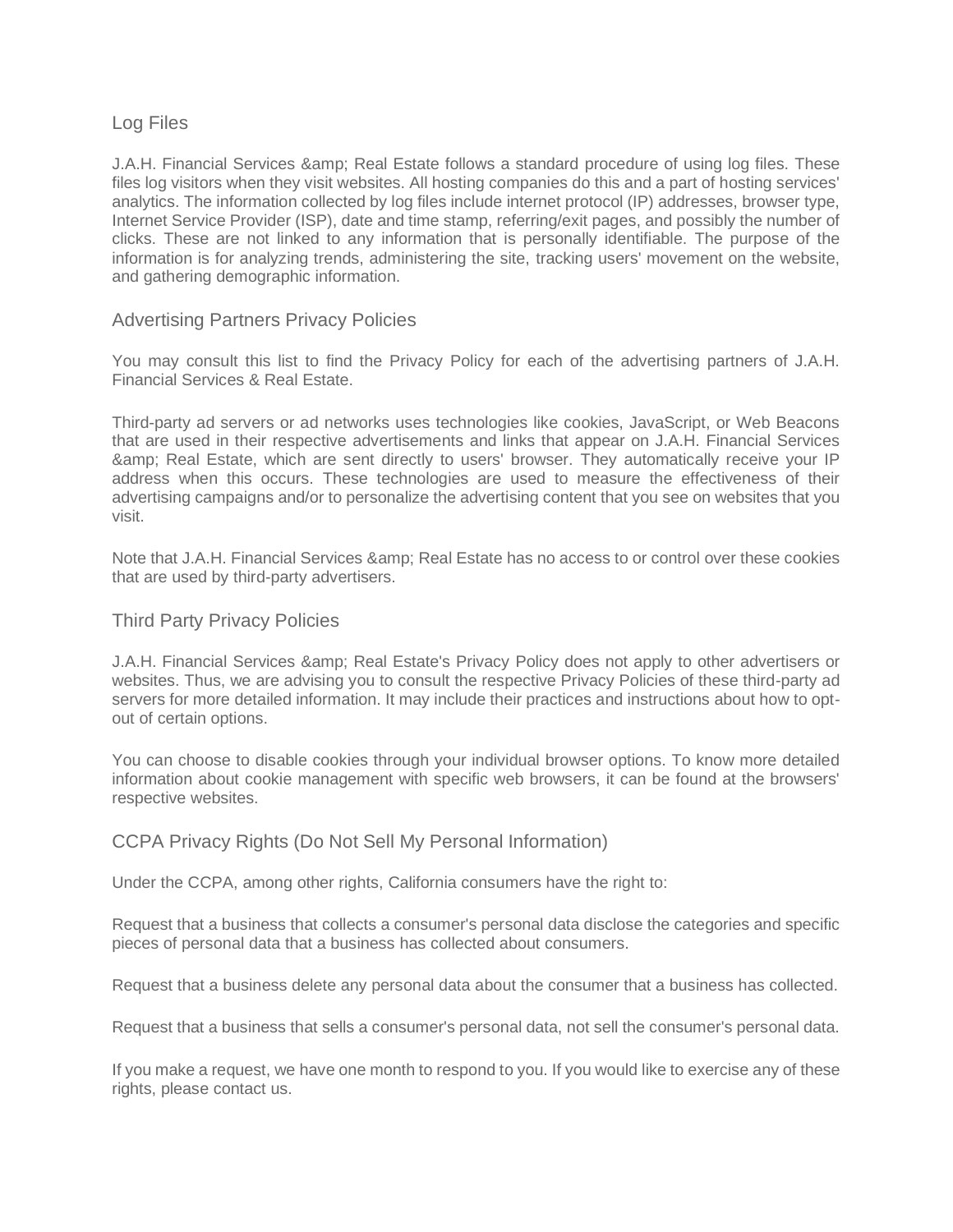## Log Files

J.A.H. Financial Services &amp; Real Estate follows a standard procedure of using log files. These files log visitors when they visit websites. All hosting companies do this and a part of hosting services' analytics. The information collected by log files include internet protocol (IP) addresses, browser type, Internet Service Provider (ISP), date and time stamp, referring/exit pages, and possibly the number of clicks. These are not linked to any information that is personally identifiable. The purpose of the information is for analyzing trends, administering the site, tracking users' movement on the website, and gathering demographic information.

## Advertising Partners Privacy Policies

You may consult this list to find the Privacy Policy for each of the advertising partners of J.A.H. Financial Services & Real Estate.

Third-party ad servers or ad networks uses technologies like cookies, JavaScript, or Web Beacons that are used in their respective advertisements and links that appear on J.A.H. Financial Services &amp; Real Estate, which are sent directly to users' browser. They automatically receive your IP address when this occurs. These technologies are used to measure the effectiveness of their advertising campaigns and/or to personalize the advertising content that you see on websites that you visit.

Note that J.A.H. Financial Services &amp; Real Estate has no access to or control over these cookies that are used by third-party advertisers.

## Third Party Privacy Policies

J.A.H. Financial Services &amp; Real Estate's Privacy Policy does not apply to other advertisers or websites. Thus, we are advising you to consult the respective Privacy Policies of these third-party ad servers for more detailed information. It may include their practices and instructions about how to opt-out of certain options.

You can choose to disable cookies through your individual browser options. To know more detailed information about cookie management with specific web browsers, it can be found at the browsers' respective websites.

## CCPA Privacy Rights (Do Not Sell My Personal Information)

Under the CCPA, among other rights, California consumers have the right to:

Request that a business that collects a consumer's personal data disclose the categories and specific pieces of personal data that a business has collected about consumers.

Request that a business delete any personal data about the consumer that a business has collected.

Request that a business that sells a consumer's personal data, not sell the consumer's personal data.

If you make a request, we have one month to respond to you. If you would like to exercise any of these rights, please contact us.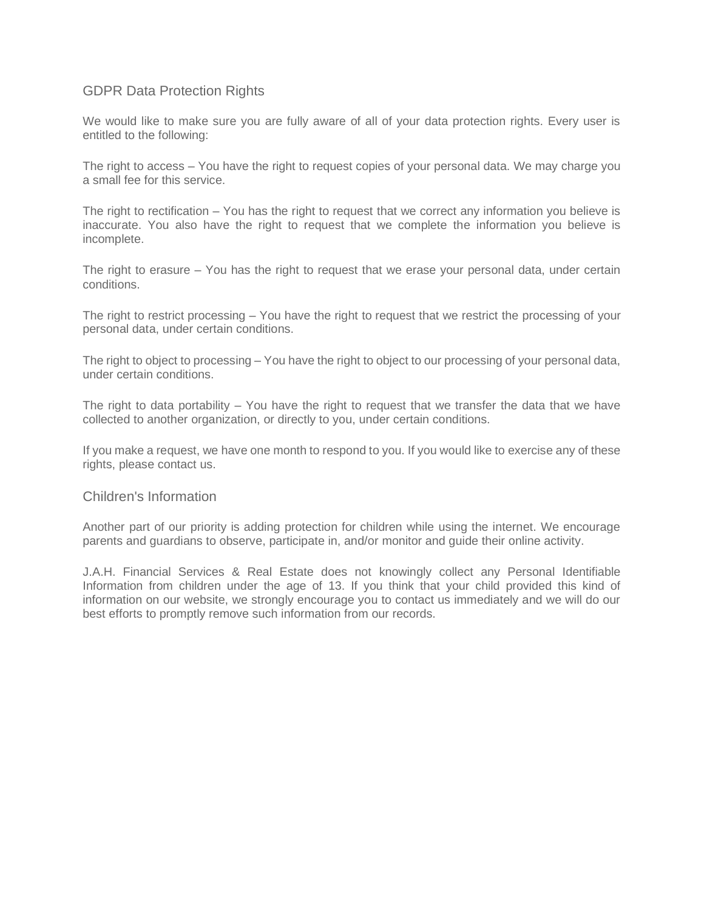## GDPR Data Protection Rights

We would like to make sure you are fully aware of all of your data protection rights. Every user is entitled to the following:

The right to access – You have the right to request copies of your personal data. We may charge you a small fee for this service.

The right to rectification – You has the right to request that we correct any information you believe is inaccurate. You also have the right to request that we complete the information you believe is incomplete.

The right to erasure – You has the right to request that we erase your personal data, under certain conditions.

The right to restrict processing – You have the right to request that we restrict the processing of your personal data, under certain conditions.

The right to object to processing – You have the right to object to our processing of your personal data, under certain conditions.

The right to data portability – You have the right to request that we transfer the data that we have collected to another organization, or directly to you, under certain conditions.

If you make a request, we have one month to respond to you. If you would like to exercise any of these rights, please contact us.

## Children's Information

Another part of our priority is adding protection for children while using the internet. We encourage parents and guardians to observe, participate in, and/or monitor and guide their online activity.

J.A.H. Financial Services & Real Estate does not knowingly collect any Personal Identifiable Information from children under the age of 13. If you think that your child provided this kind of information on our website, we strongly encourage you to contact us immediately and we will do our best efforts to promptly remove such information from our records.